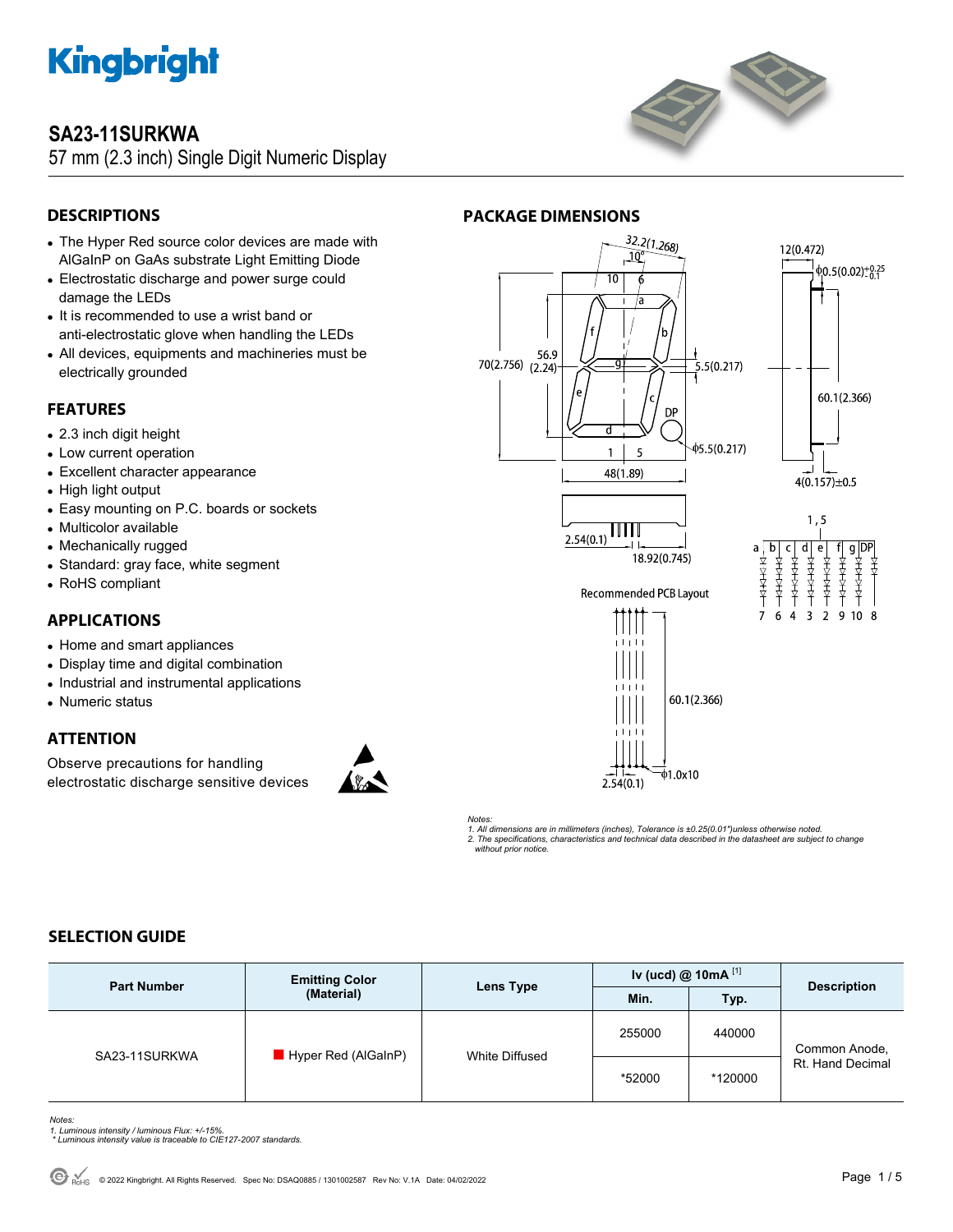# SA23-11SURKWA

57 mm (2.3 inch) Single Digit Numeric Display

## DESCRIPTIONS

- The Hyper Red source color devices are made with AlGaInP on GaAs substrate Light Emitting Diode
- Electrostatic discharge and power surge could damage the LEDs
- It is recommended to use a wrist band or anti-electrostatic glove when handling the LEDs
- All devices, equipments and machineries must be electrically grounded

## FEATURES

- 2.3 inch digit height
- Low current operation
- Excellent character appearance
- High light output
- Easy mounting on P.C. boards or sockets
- Multicolor available
- Mechanically rugged
- Standard: gray face, white segment
- RoHS compliant

## APPLICATIONS

- Home and smart appliances
- Display time and digital combination
- Industrial and instrumental applications
- Numeric status

## ATTENTION

Observe precautions for handling electrostatic discharge sensitive devices

## PACKAGE DIMENSIONS

*Notes:*
*1. All dimensions are in millimeters (inches), Tolerance is ±0.25(0.01")unless otherwise noted.*
*2. The specifications, characteristics and technical data described in the datasheet are subject to change without prior notice.*

## SELECTION GUIDE

| Part Number | Emitting Color (Material) | Lens Type | Iv (ucd) @ 10mA [1] | | Description |
|---|---|---|---|---|---|
| | | | Min. | Typ. | |
| SA23-11SURKWA | Hyper Red (AlGaInP) | White Diffused | 255000 | 440000 | Common Anode, Rt. Hand Decimal |
| | | | *52000 | *120000 | |

*Notes:*
*1. Luminous intensity / luminous Flux: +/-15%.*
*\* Luminous intensity value is traceable to CIE127-2007 standards.*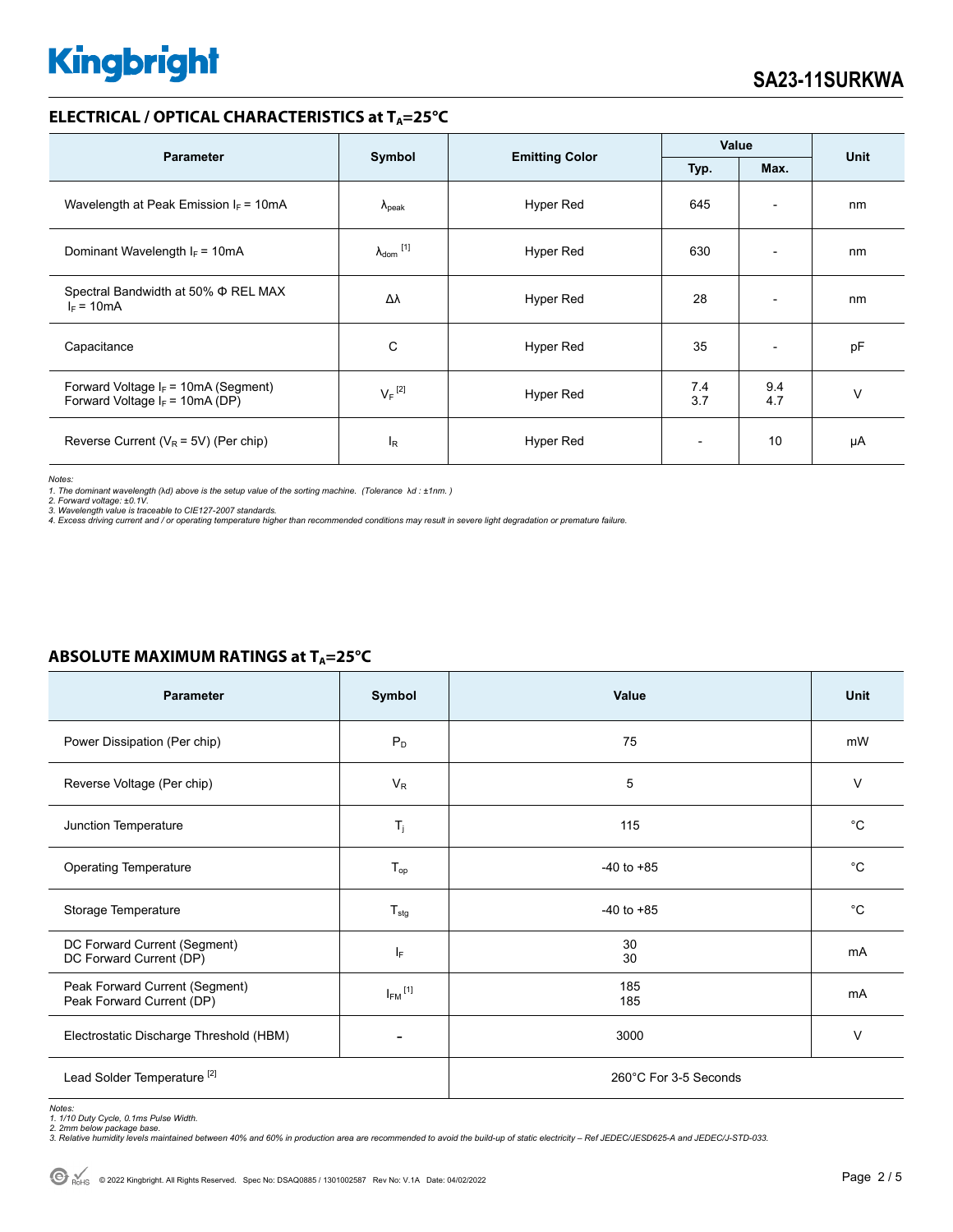## ELECTRICAL / OPTICAL CHARACTERISTICS at $T_A$=25°C

| Parameter | Symbol | Emitting Color | Value | | Unit |
|---|---|---|---|---|---|
| | | | Typ. | Max. | |
| Wavelength at Peak Emission $I_F$ = 10mA | $\lambda_{peak}$ | Hyper Red | 645 | - | nm |
| Dominant Wavelength $I_F$ = 10mA | $\lambda_{dom}$ [1] | Hyper Red | 630 | - | nm |
| Spectral Bandwidth at 50% Φ REL MAX $I_F$ = 10mA | Δλ | Hyper Red | 28 | - | nm |
| Capacitance | C | Hyper Red | 35 | - | pF |
| Forward Voltage $I_F$ = 10mA (Segment)<br>Forward Voltage $I_F$ = 10mA (DP) | $V_F$ [2] | Hyper Red | 7.4<br>3.7 | 9.4<br>4.7 | V |
| Reverse Current ($V_R$ = 5V) (Per chip) | $I_R$ | Hyper Red | - | 10 | μA |

*Notes:*
*1. The dominant wavelength (λd) above is the setup value of the sorting machine. (Tolerance λd : ±1nm. )*
*2. Forward voltage: ±0.1V.*
*3. Wavelength value is traceable to CIE127-2007 standards.*
*4. Excess driving current and / or operating temperature higher than recommended conditions may result in severe light degradation or premature failure.*

## ABSOLUTE MAXIMUM RATINGS at $T_A$=25°C

| Parameter | Symbol | Value | Unit |
|---|---|---|---|
| Power Dissipation (Per chip) | $P_D$ | 75 | mW |
| Reverse Voltage (Per chip) | $V_R$ | 5 | V |
| Junction Temperature | $T_j$ | 115 | °C |
| Operating Temperature | $T_{op}$ | -40 to +85 | °C |
| Storage Temperature | $T_{stg}$ | -40 to +85 | °C |
| DC Forward Current (Segment)<br>DC Forward Current (DP) | $I_F$ | 30<br>30 | mA |
| Peak Forward Current (Segment)<br>Peak Forward Current (DP) | $I_{FM}$ [1] | 185<br>185 | mA |
| Electrostatic Discharge Threshold (HBM) | - | 3000 | V |
| Lead Solder Temperature [2] | | 260°C For 3-5 Seconds | |

*Notes:*
*1. 1/10 Duty Cycle, 0.1ms Pulse Width.*
*2. 2mm below package base.*
*3. Relative humidity levels maintained between 40% and 60% in production area are recommended to avoid the build-up of static electricity – Ref JEDEC/JESD625-A and JEDEC/J-STD-033.*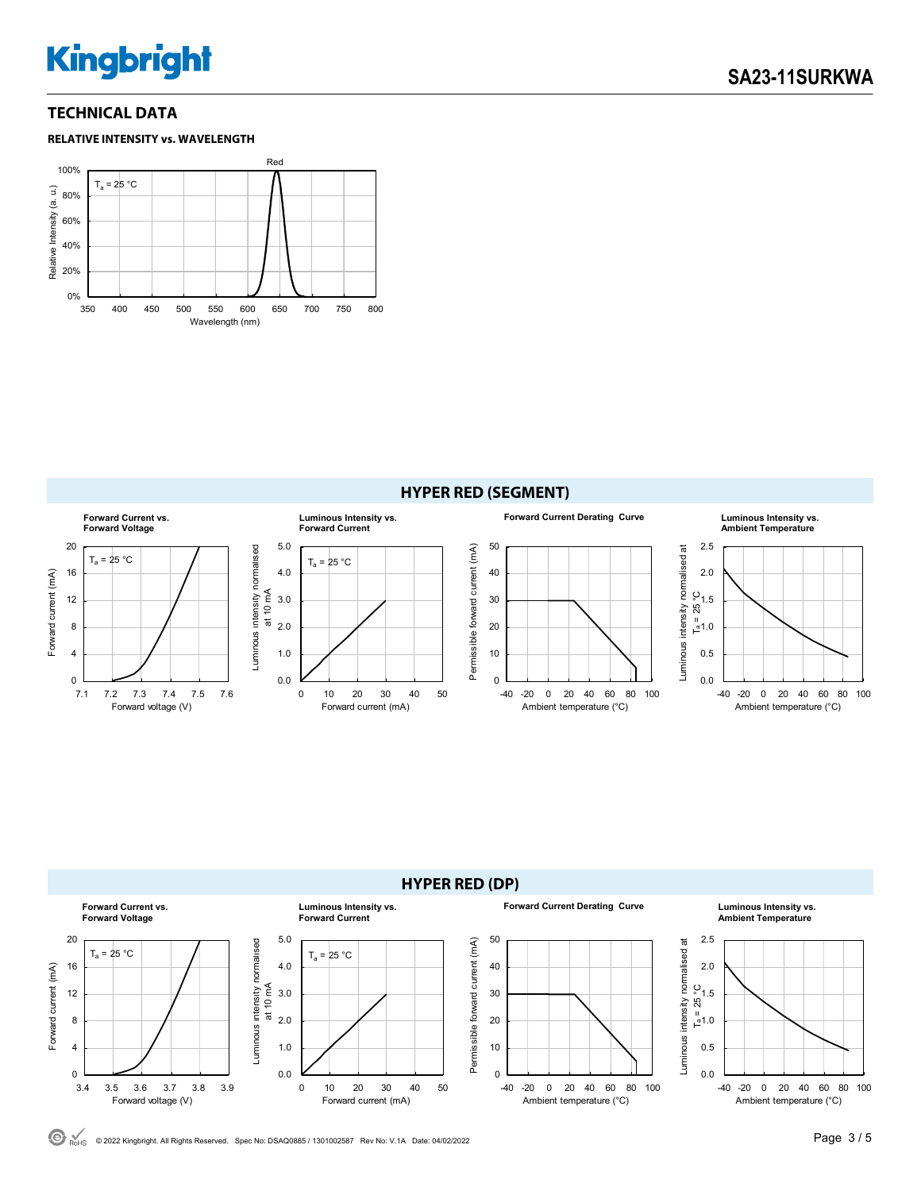## TECHNICAL DATA

### RELATIVE INTENSITY vs. WAVELENGTH

Red

$T_a$ = 25 °C

Relative Intensity (a. u.)

Wavelength (nm)

## HYPER RED (SEGMENT)

**Forward Current vs. Forward Voltage**

**Luminous Intensity vs. Forward Current**

**Forward Current Derating Curve**

**Luminous Intensity vs. Ambient Temperature**

## HYPER RED (DP)

**Forward Current vs. Forward Voltage**

**Luminous Intensity vs. Forward Current**

**Forward Current Derating Curve**

**Luminous Intensity vs. Ambient Temperature**

© 2022 Kingbright. All Rights Reserved. Spec No: DSAQ0885 / 1301002587 Rev No: V.1A Date: 04/02/2022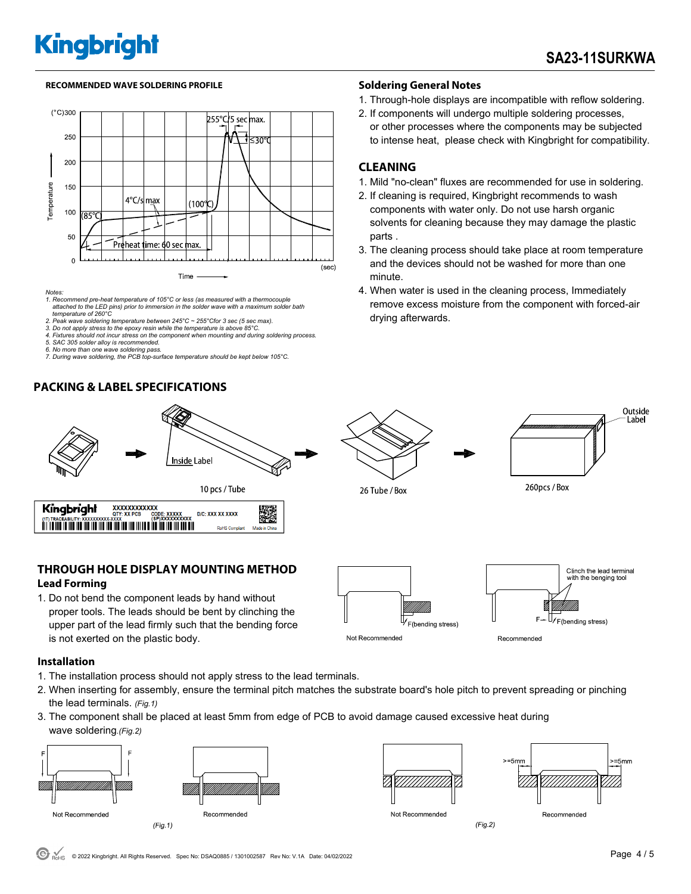## RECOMMENDED WAVE SOLDERING PROFILE

Notes:
1. Recommend pre-heat temperature of 105°C or less (as measured with a thermocouple attached to the LED pins) prior to immersion in the solder wave with a maximum solder bath temperature of 260°C
2. Peak wave soldering temperature between 245°C ~ 255°Cfor 3 sec (5 sec max).
3. Do not apply stress to the epoxy resin while the temperature is above 85°C.
4. Fixtures should not incur stress on the component when mounting and during soldering process.
5. SAC 305 solder alloy is recommended.
6. No more than one wave soldering pass.
7. During wave soldering, the PCB top-surface temperature should be kept below 105°C.

## Soldering General Notes

1. Through-hole displays are incompatible with reflow soldering.
2. If components will undergo multiple soldering processes, or other processes where the components may be subjected to intense heat, please check with Kingbright for compatibility.

## CLEANING

1. Mild "no-clean" fluxes are recommended for use in soldering.
2. If cleaning is required, Kingbright recommends to wash components with water only. Do not use harsh organic solvents for cleaning because they may damage the plastic parts .
3. The cleaning process should take place at room temperature and the devices should not be washed for more than one minute.
4. When water is used in the cleaning process, Immediately remove excess moisture from the component with forced-air drying afterwards.

## PACKING & LABEL SPECIFICATIONS

Inside Label

10 pcs / Tube

26 Tube / Box

260pcs / Box

Outside Label

## THROUGH HOLE DISPLAY MOUNTING METHOD

### Lead Forming

1. Do not bend the component leads by hand without proper tools. The leads should be bent by clinching the upper part of the lead firmly such that the bending force is not exerted on the plastic body.

Not Recommended / Recommended

### Installation

1. The installation process should not apply stress to the lead terminals.
2. When inserting for assembly, ensure the terminal pitch matches the substrate board's hole pitch to prevent spreading or pinching the lead terminals. *(Fig.1)*
3. The component shall be placed at least 5mm from edge of PCB to avoid damage caused excessive heat during wave soldering.*(Fig.2)*

Not Recommended / Recommended

*(Fig.1)*

Not Recommended / Recommended

*(Fig.2)*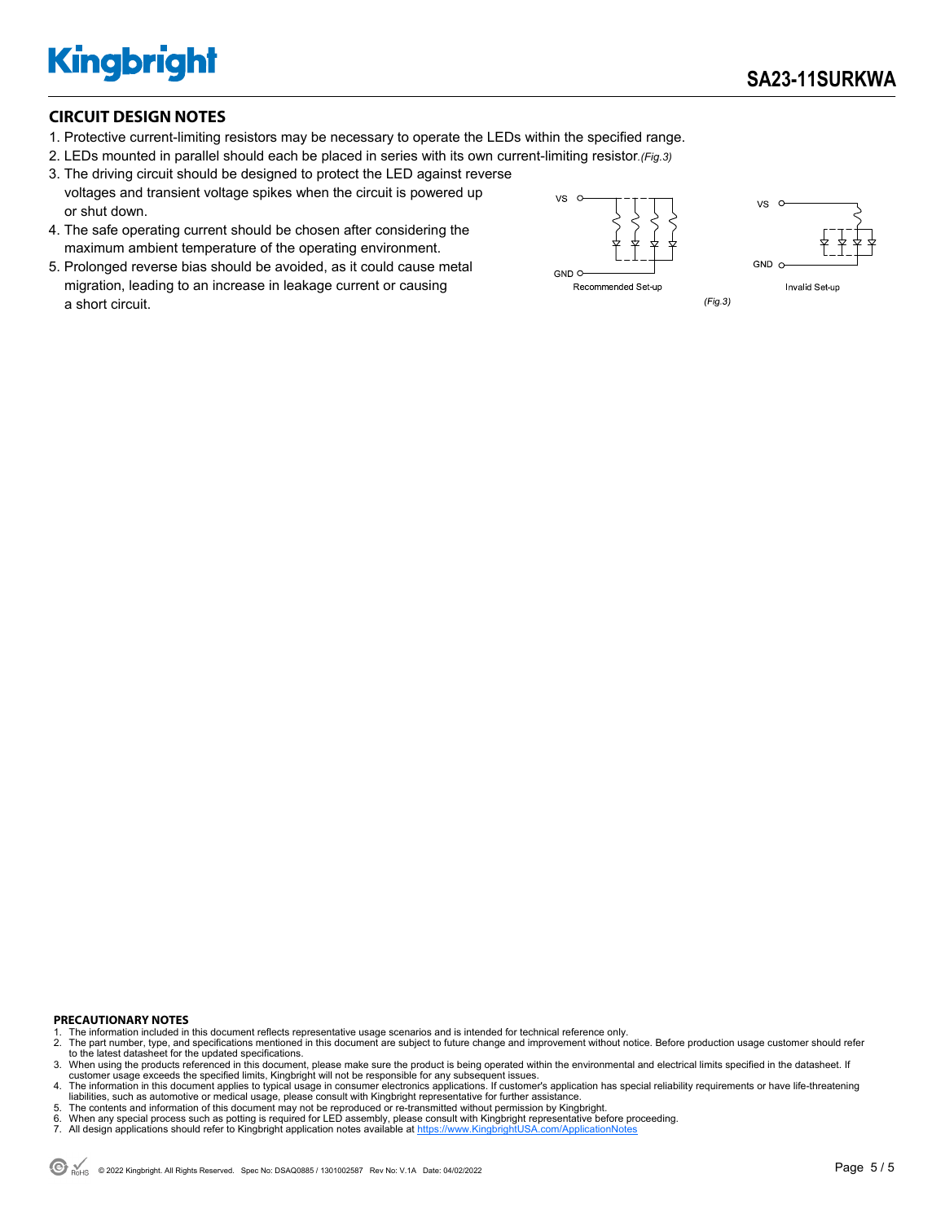## CIRCUIT DESIGN NOTES

1. Protective current-limiting resistors may be necessary to operate the LEDs within the specified range.
2. LEDs mounted in parallel should each be placed in series with its own current-limiting resistor. *(Fig.3)*
3. The driving circuit should be designed to protect the LED against reverse voltages and transient voltage spikes when the circuit is powered up or shut down.
4. The safe operating current should be chosen after considering the maximum ambient temperature of the operating environment.
5. Prolonged reverse bias should be avoided, as it could cause metal migration, leading to an increase in leakage current or causing a short circuit.

VS

GND

Recommended Set-up

VS

GND

Invalid Set-up

*(Fig.3)*

**PRECAUTIONARY NOTES**

1. The information included in this document reflects representative usage scenarios and is intended for technical reference only.
2. The part number, type, and specifications mentioned in this document are subject to future change and improvement without notice. Before production usage customer should refer to the latest datasheet for the updated specifications.
3. When using the products referenced in this document, please make sure the product is being operated within the environmental and electrical limits specified in the datasheet. If customer usage exceeds the specified limits, Kingbright will not be responsible for any subsequent issues.
4. The information in this document applies to typical usage in consumer electronics applications. If customer's application has special reliability requirements or have life-threatening liabilities, such as automotive or medical usage, please consult with Kingbright representative for further assistance.
5. The contents and information of this document may not be reproduced or re-transmitted without permission by Kingbright.
6. When any special process such as potting is required for LED assembly, please consult with Kingbright representative before proceeding.
7. All design applications should refer to Kingbright application notes available at https://www.KingbrightUSA.com/ApplicationNotes

© 2022 Kingbright. All Rights Reserved. Spec No: DSAQ0885 / 1301002587 Rev No: V.1A Date: 04/02/2022